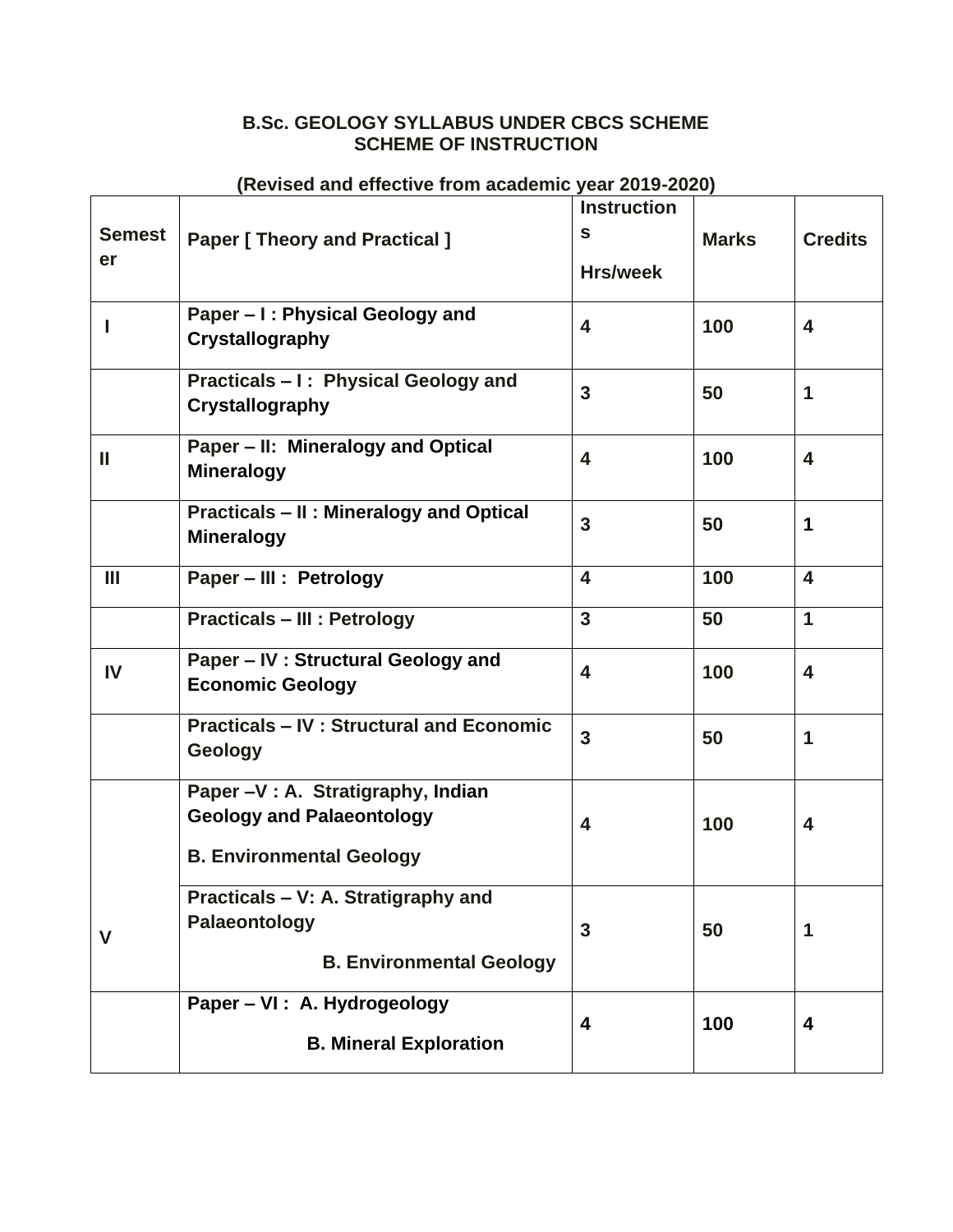**B.Sc. GEOLOGY SYLLABUS UNDER CBCS SCHEME**
**SCHEME OF INSTRUCTION**

**(Revised and effective from academic year 2019-2020)**

| Semester | Paper [ Theory and Practical ] | Instructions Hrs/week | Marks | Credits |
|---|---|---|---|---|
| I | Paper – I : Physical Geology and Crystallography | 4 | 100 | 4 |
| | Practicals – I : Physical Geology and Crystallography | 3 | 50 | 1 |
| II | Paper – II: Mineralogy and Optical Mineralogy | 4 | 100 | 4 |
| | Practicals – II : Mineralogy and Optical Mineralogy | 3 | 50 | 1 |
| III | Paper – III : Petrology | 4 | 100 | 4 |
| | Practicals – III : Petrology | 3 | 50 | 1 |
| IV | Paper – IV : Structural Geology and Economic Geology | 4 | 100 | 4 |
| | Practicals – IV : Structural and Economic Geology | 3 | 50 | 1 |
| V | Paper –V : A. Stratigraphy, Indian Geology and Palaeontology<br>B. Environmental Geology | 4 | 100 | 4 |
| | Practicals – V: A. Stratigraphy and Palaeontology<br>B. Environmental Geology | 3 | 50 | 1 |
| | Paper – VI : A. Hydrogeology<br>B. Mineral Exploration | 4 | 100 | 4 |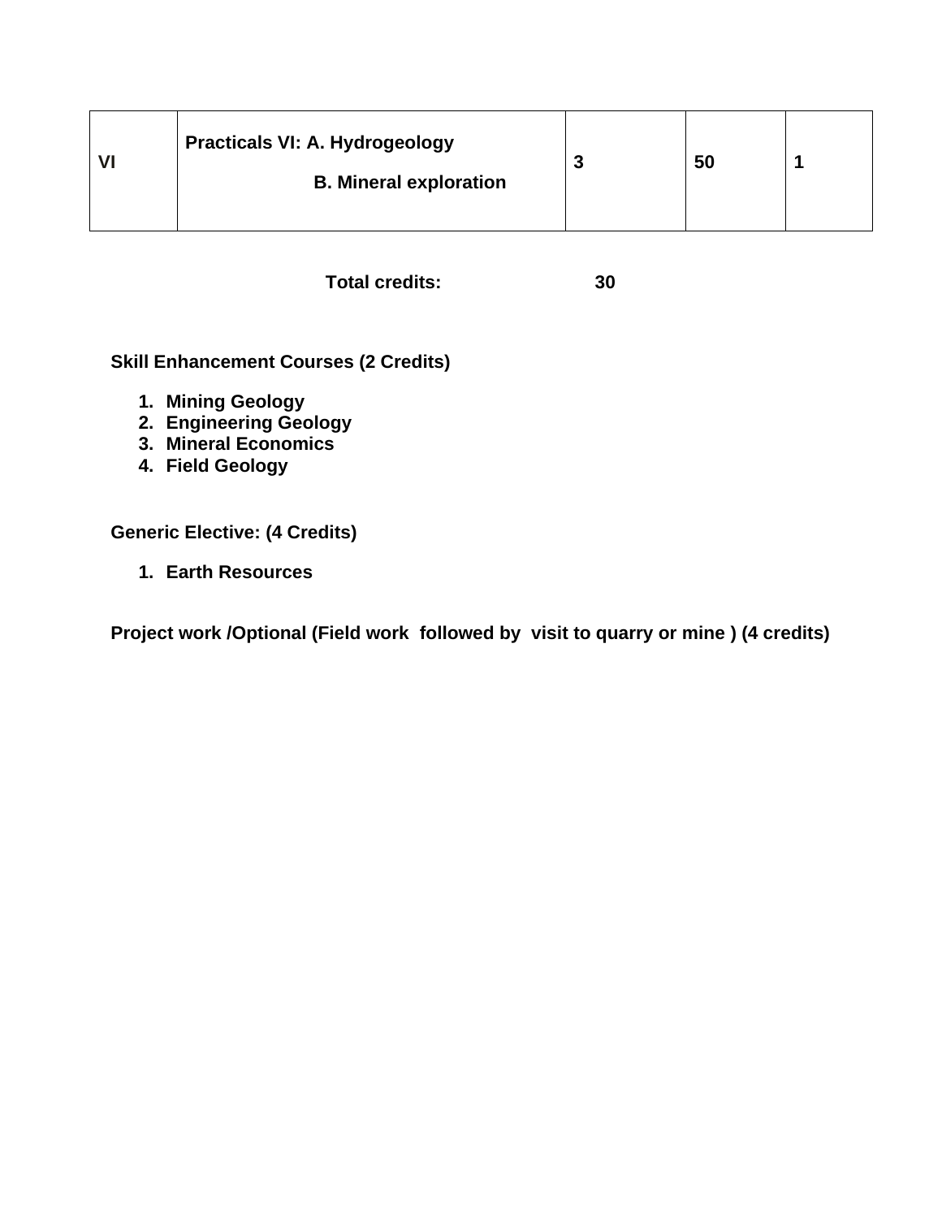| VI | Practicals VI: A. Hydrogeology<br>B. Mineral exploration | 3 | 50 | 1 |
|---|---|---|---|---|

**Total credits: 30**

**Skill Enhancement Courses (2 Credits)**

1. **Mining Geology**
2. **Engineering Geology**
3. **Mineral Economics**
4. **Field Geology**

**Generic Elective: (4 Credits)**

1. **Earth Resources**

**Project work /Optional (Field work followed by visit to quarry or mine ) (4 credits)**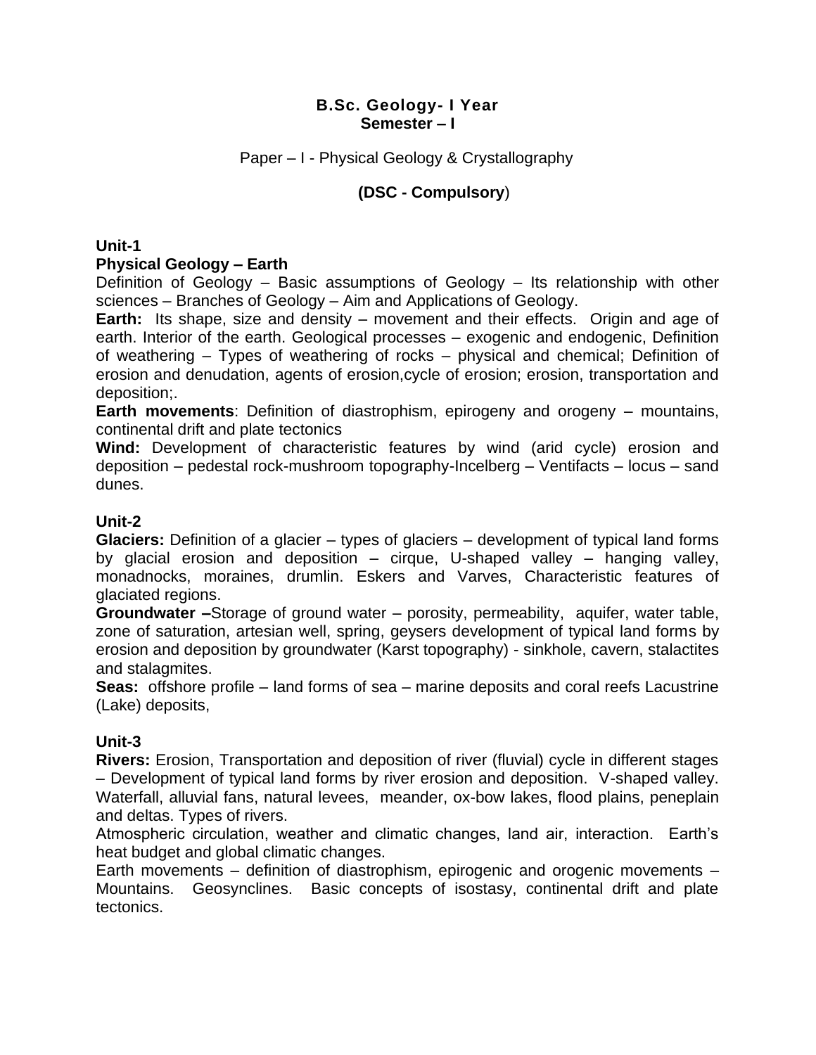# B.Sc. Geology- I Year
## Semester – I

Paper – I - Physical Geology & Crystallography

**(DSC - Compulsory**)

### Unit-1
### Physical Geology – Earth

Definition of Geology – Basic assumptions of Geology – Its relationship with other sciences – Branches of Geology – Aim and Applications of Geology.

**Earth:** Its shape, size and density – movement and their effects. Origin and age of earth. Interior of the earth. Geological processes – exogenic and endogenic, Definition of weathering – Types of weathering of rocks – physical and chemical; Definition of erosion and denudation, agents of erosion,cycle of erosion; erosion, transportation and deposition;.

**Earth movements**: Definition of diastrophism, epirogeny and orogeny – mountains, continental drift and plate tectonics

**Wind:** Development of characteristic features by wind (arid cycle) erosion and deposition – pedestal rock-mushroom topography-Incelberg – Ventifacts – locus – sand dunes.

### Unit-2

**Glaciers:** Definition of a glacier – types of glaciers – development of typical land forms by glacial erosion and deposition – cirque, U-shaped valley – hanging valley, monadnocks, moraines, drumlin. Eskers and Varves, Characteristic features of glaciated regions.

**Groundwater –**Storage of ground water – porosity, permeability, aquifer, water table, zone of saturation, artesian well, spring, geysers development of typical land forms by erosion and deposition by groundwater (Karst topography) - sinkhole, cavern, stalactites and stalagmites.

**Seas:** offshore profile – land forms of sea – marine deposits and coral reefs Lacustrine (Lake) deposits,

### Unit-3

**Rivers:** Erosion, Transportation and deposition of river (fluvial) cycle in different stages – Development of typical land forms by river erosion and deposition. V-shaped valley. Waterfall, alluvial fans, natural levees, meander, ox-bow lakes, flood plains, peneplain and deltas. Types of rivers.

Atmospheric circulation, weather and climatic changes, land air, interaction. Earth's heat budget and global climatic changes.

Earth movements – definition of diastrophism, epirogenic and orogenic movements – Mountains. Geosynclines. Basic concepts of isostasy, continental drift and plate tectonics.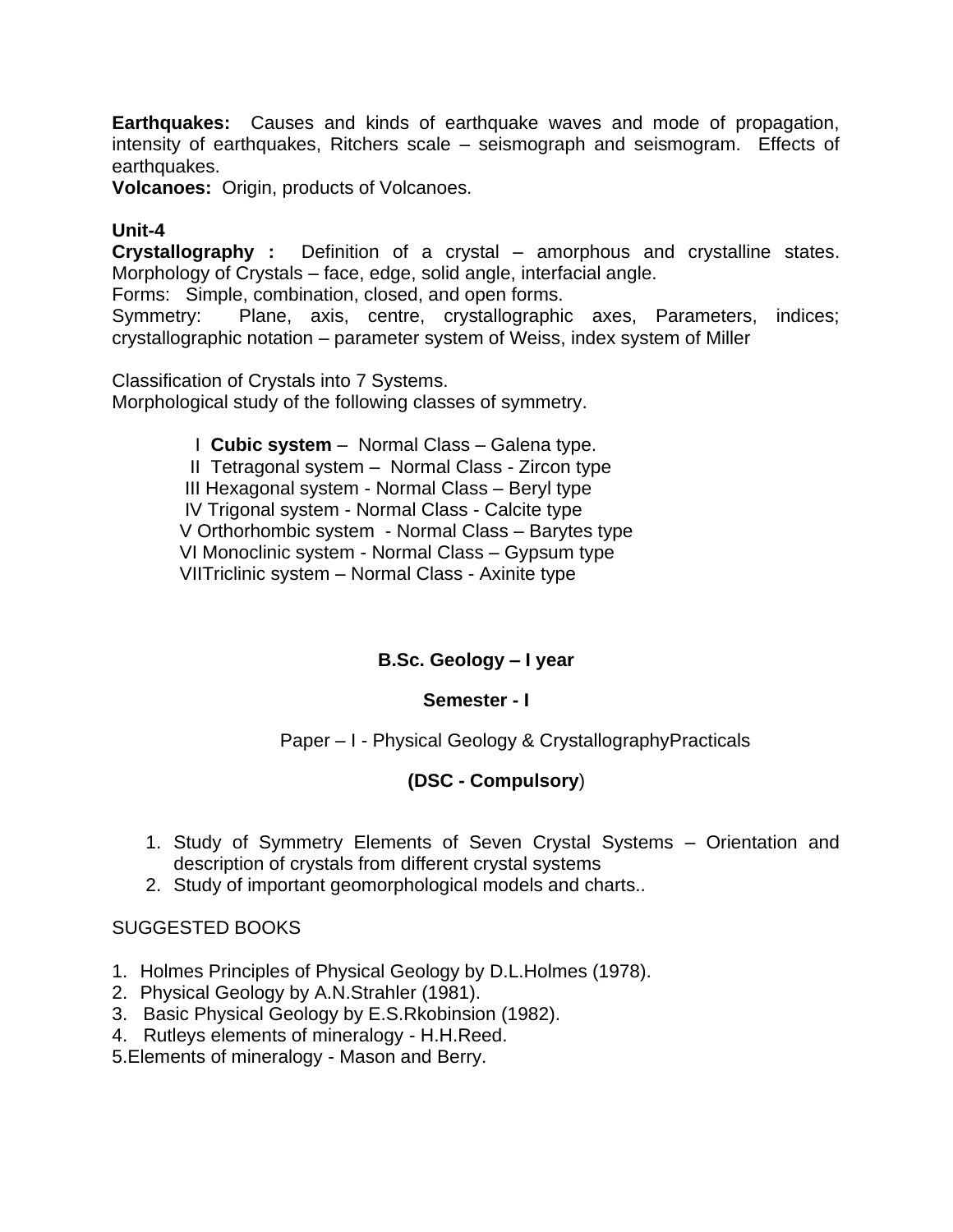**Earthquakes:** Causes and kinds of earthquake waves and mode of propagation, intensity of earthquakes, Ritchers scale – seismograph and seismogram. Effects of earthquakes.

**Volcanoes:** Origin, products of Volcanoes.

**Unit-4**

**Crystallography :** Definition of a crystal – amorphous and crystalline states. Morphology of Crystals – face, edge, solid angle, interfacial angle.

Forms: Simple, combination, closed, and open forms.

Symmetry: Plane, axis, centre, crystallographic axes, Parameters, indices; crystallographic notation – parameter system of Weiss, index system of Miller

Classification of Crystals into 7 Systems.

Morphological study of the following classes of symmetry.

I **Cubic system** – Normal Class – Galena type.
II Tetragonal system – Normal Class - Zircon type
III Hexagonal system - Normal Class – Beryl type
IV Trigonal system - Normal Class - Calcite type
V Orthorhombic system - Normal Class – Barytes type
VI Monoclinic system - Normal Class – Gypsum type
VIITriclinic system – Normal Class - Axinite type

**B.Sc. Geology – I year**

**Semester - I**

Paper – I - Physical Geology & CrystallographyPracticals

**(DSC - Compulsory**)

1. Study of Symmetry Elements of Seven Crystal Systems – Orientation and description of crystals from different crystal systems
2. Study of important geomorphological models and charts..

SUGGESTED BOOKS

1. Holmes Principles of Physical Geology by D.L.Holmes (1978).
2. Physical Geology by A.N.Strahler (1981).
3. Basic Physical Geology by E.S.Rkobinsion (1982).
4. Rutleys elements of mineralogy - H.H.Reed.
5. Elements of mineralogy - Mason and Berry.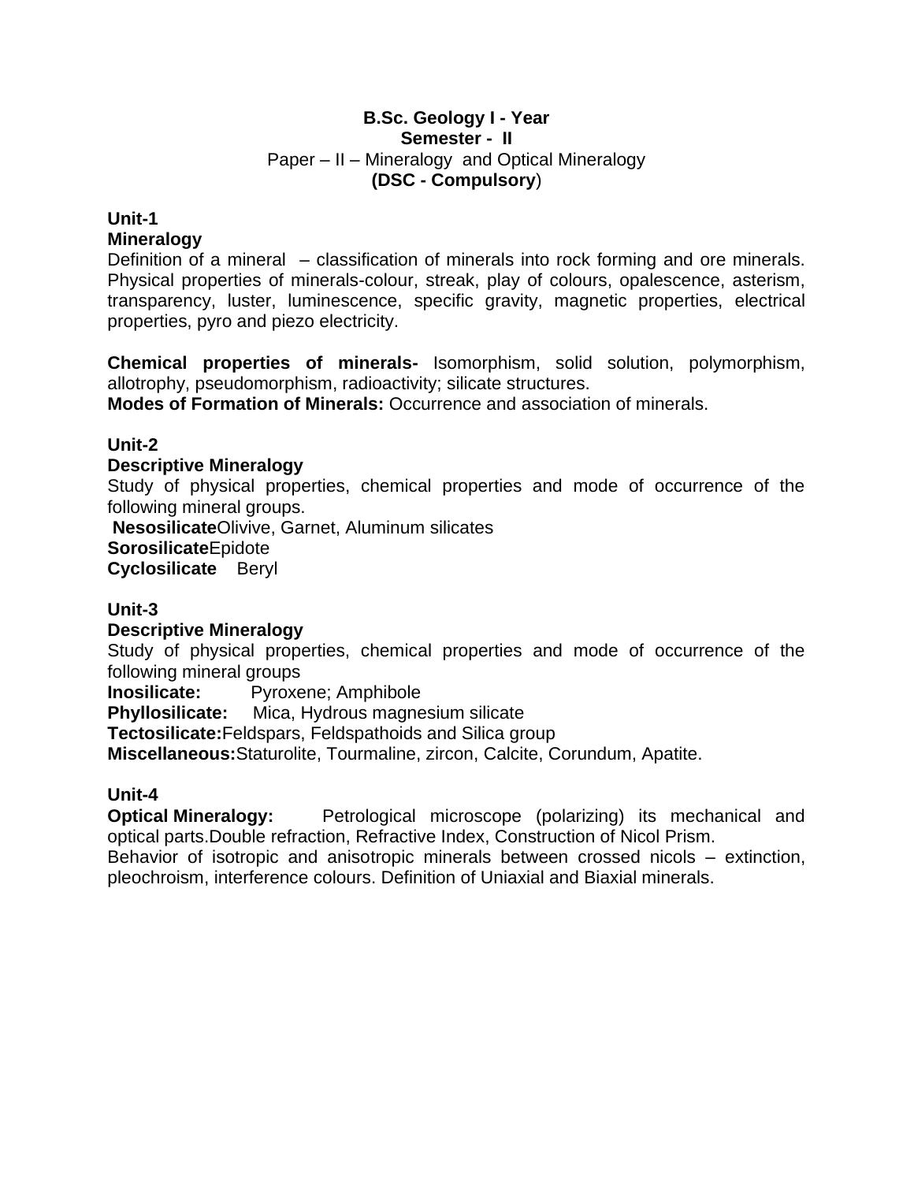**B.Sc. Geology I - Year**
**Semester - II**
Paper – II – Mineralogy and Optical Mineralogy
**(DSC - Compulsory)**

**Unit-1**
**Mineralogy**

Definition of a mineral – classification of minerals into rock forming and ore minerals. Physical properties of minerals-colour, streak, play of colours, opalescence, asterism, transparency, luster, luminescence, specific gravity, magnetic properties, electrical properties, pyro and piezo electricity.

**Chemical properties of minerals-** Isomorphism, solid solution, polymorphism, allotrophy, pseudomorphism, radioactivity; silicate structures.
**Modes of Formation of Minerals:** Occurrence and association of minerals.

**Unit-2**
**Descriptive Mineralogy**

Study of physical properties, chemical properties and mode of occurrence of the following mineral groups.
**Nesosilicate**Olivive, Garnet, Aluminum silicates
**Sorosilicate**Epidote
**Cyclosilicate** Beryl

**Unit-3**
**Descriptive Mineralogy**

Study of physical properties, chemical properties and mode of occurrence of the following mineral groups
**Inosilicate:** Pyroxene; Amphibole
**Phyllosilicate:** Mica, Hydrous magnesium silicate
**Tectosilicate:**Feldspars, Feldspathoids and Silica group
**Miscellaneous:**Staturolite, Tourmaline, zircon, Calcite, Corundum, Apatite.

**Unit-4**
**Optical Mineralogy:** Petrological microscope (polarizing) its mechanical and optical parts.Double refraction, Refractive Index, Construction of Nicol Prism.
Behavior of isotropic and anisotropic minerals between crossed nicols – extinction, pleochroism, interference colours. Definition of Uniaxial and Biaxial minerals.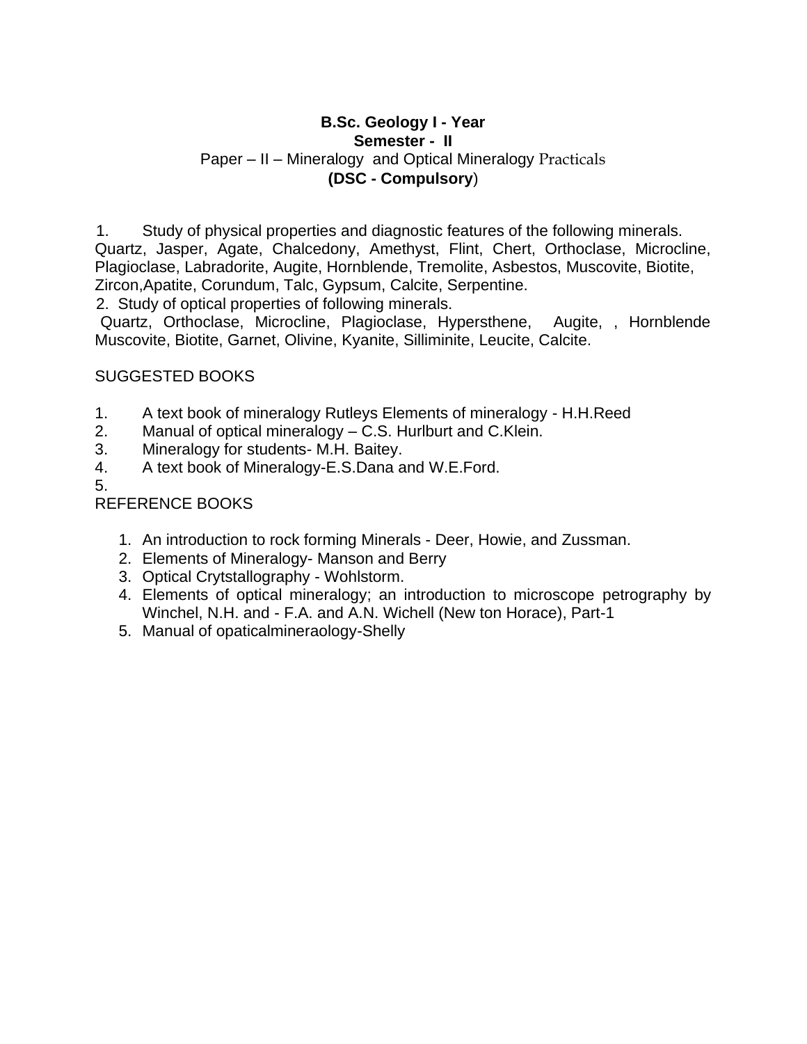**B.Sc. Geology I - Year**

**Semester - II**

Paper – II – Mineralogy and Optical Mineralogy Practicals

**(DSC - Compulsory)**

1. Study of physical properties and diagnostic features of the following minerals. Quartz, Jasper, Agate, Chalcedony, Amethyst, Flint, Chert, Orthoclase, Microcline, Plagioclase, Labradorite, Augite, Hornblende, Tremolite, Asbestos, Muscovite, Biotite, Zircon,Apatite, Corundum, Talc, Gypsum, Calcite, Serpentine.
2. Study of optical properties of following minerals. Quartz, Orthoclase, Microcline, Plagioclase, Hypersthene, Augite, , Hornblende Muscovite, Biotite, Garnet, Olivine, Kyanite, Silliminite, Leucite, Calcite.

SUGGESTED BOOKS

1. A text book of mineralogy Rutleys Elements of mineralogy - H.H.Reed
2. Manual of optical mineralogy – C.S. Hurlburt and C.Klein.
3. Mineralogy for students- M.H. Baitey.
4. A text book of Mineralogy-E.S.Dana and W.E.Ford.
5.

REFERENCE BOOKS

1. An introduction to rock forming Minerals - Deer, Howie, and Zussman.
2. Elements of Mineralogy- Manson and Berry
3. Optical Crytstallography - Wohlstorm.
4. Elements of optical mineralogy; an introduction to microscope petrography by Winchel, N.H. and - F.A. and A.N. Wichell (New ton Horace), Part-1
5. Manual of opaticalmineraology-Shelly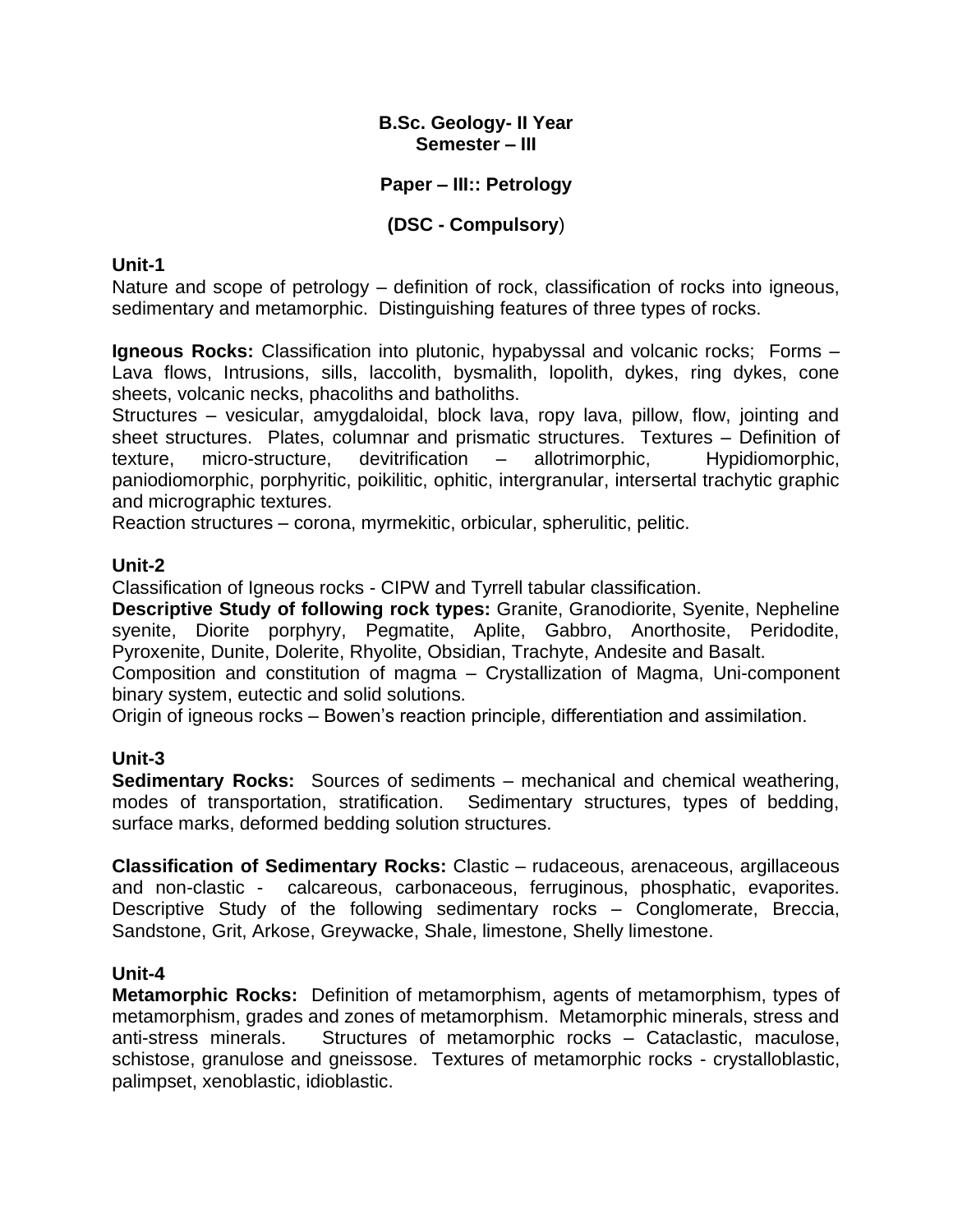**B.Sc. Geology- II Year**
**Semester – III**

**Paper – III:: Petrology**

**(DSC - Compulsory)**

**Unit-1**

Nature and scope of petrology – definition of rock, classification of rocks into igneous, sedimentary and metamorphic. Distinguishing features of three types of rocks.

**Igneous Rocks:** Classification into plutonic, hypabyssal and volcanic rocks; Forms – Lava flows, Intrusions, sills, laccolith, bysmalith, lopolith, dykes, ring dykes, cone sheets, volcanic necks, phacoliths and batholiths.
Structures – vesicular, amygdaloidal, block lava, ropy lava, pillow, flow, jointing and sheet structures. Plates, columnar and prismatic structures. Textures – Definition of texture, micro-structure, devitrification – allotrimorphic, Hypidiomorphic, paniodiomorphic, porphyritic, poikilitic, ophitic, intergranular, intersertal trachytic graphic and micrographic textures.
Reaction structures – corona, myrmekitic, orbicular, spherulitic, pelitic.

**Unit-2**

Classification of Igneous rocks - CIPW and Tyrrell tabular classification.
**Descriptive Study of following rock types:** Granite, Granodiorite, Syenite, Nepheline syenite, Diorite porphyry, Pegmatite, Aplite, Gabbro, Anorthosite, Peridodite, Pyroxenite, Dunite, Dolerite, Rhyolite, Obsidian, Trachyte, Andesite and Basalt.
Composition and constitution of magma – Crystallization of Magma, Uni-component binary system, eutectic and solid solutions.
Origin of igneous rocks – Bowen's reaction principle, differentiation and assimilation.

**Unit-3**

**Sedimentary Rocks:** Sources of sediments – mechanical and chemical weathering, modes of transportation, stratification. Sedimentary structures, types of bedding, surface marks, deformed bedding solution structures.

**Classification of Sedimentary Rocks:** Clastic – rudaceous, arenaceous, argillaceous and non-clastic - calcareous, carbonaceous, ferruginous, phosphatic, evaporites. Descriptive Study of the following sedimentary rocks – Conglomerate, Breccia, Sandstone, Grit, Arkose, Greywacke, Shale, limestone, Shelly limestone.

**Unit-4**

**Metamorphic Rocks:** Definition of metamorphism, agents of metamorphism, types of metamorphism, grades and zones of metamorphism. Metamorphic minerals, stress and anti-stress minerals. Structures of metamorphic rocks – Cataclastic, maculose, schistose, granulose and gneissose. Textures of metamorphic rocks - crystalloblastic, palimpset, xenoblastic, idioblastic.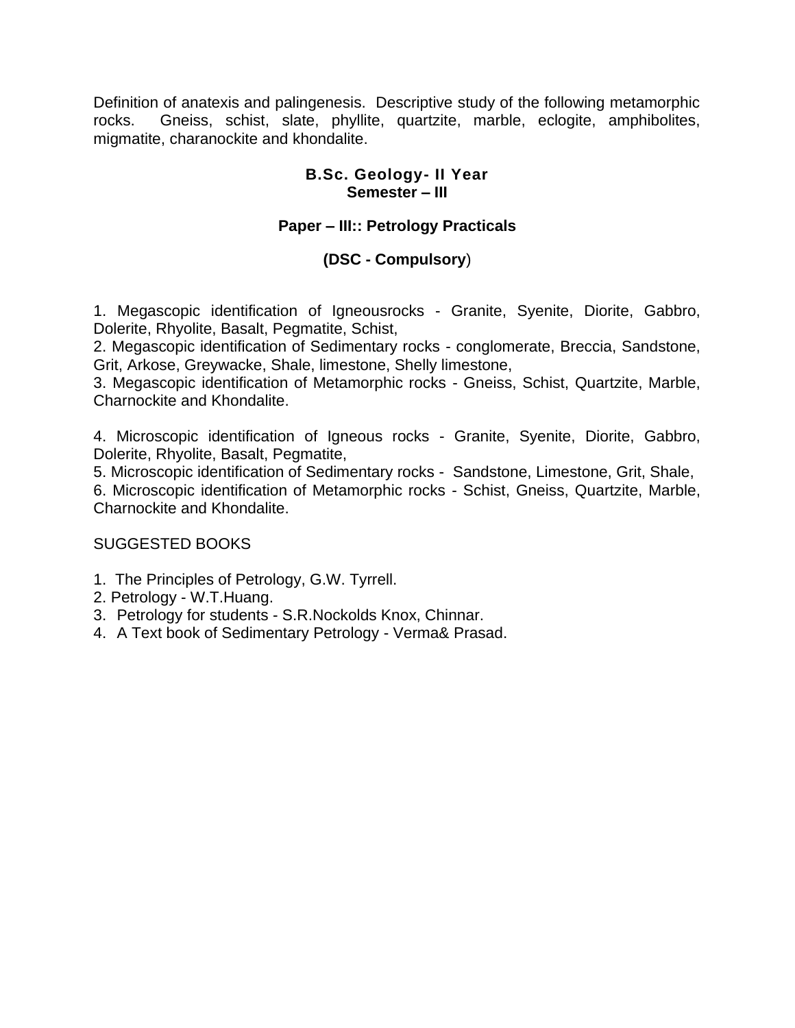Definition of anatexis and palingenesis. Descriptive study of the following metamorphic rocks. Gneiss, schist, slate, phyllite, quartzite, marble, eclogite, amphibolites, migmatite, charanockite and khondalite.

**B.Sc. Geology- II Year**
**Semester – III**

**Paper – III:: Petrology Practicals**

**(DSC - Compulsory)**

1. Megascopic identification of Igneousrocks - Granite, Syenite, Diorite, Gabbro, Dolerite, Rhyolite, Basalt, Pegmatite, Schist,
2. Megascopic identification of Sedimentary rocks - conglomerate, Breccia, Sandstone, Grit, Arkose, Greywacke, Shale, limestone, Shelly limestone,
3. Megascopic identification of Metamorphic rocks - Gneiss, Schist, Quartzite, Marble, Charnockite and Khondalite.

4. Microscopic identification of Igneous rocks - Granite, Syenite, Diorite, Gabbro, Dolerite, Rhyolite, Basalt, Pegmatite,
5. Microscopic identification of Sedimentary rocks - Sandstone, Limestone, Grit, Shale,
6. Microscopic identification of Metamorphic rocks - Schist, Gneiss, Quartzite, Marble, Charnockite and Khondalite.

SUGGESTED BOOKS

1. The Principles of Petrology, G.W. Tyrrell.
2. Petrology - W.T.Huang.
3. Petrology for students - S.R.Nockolds Knox, Chinnar.
4. A Text book of Sedimentary Petrology - Verma& Prasad.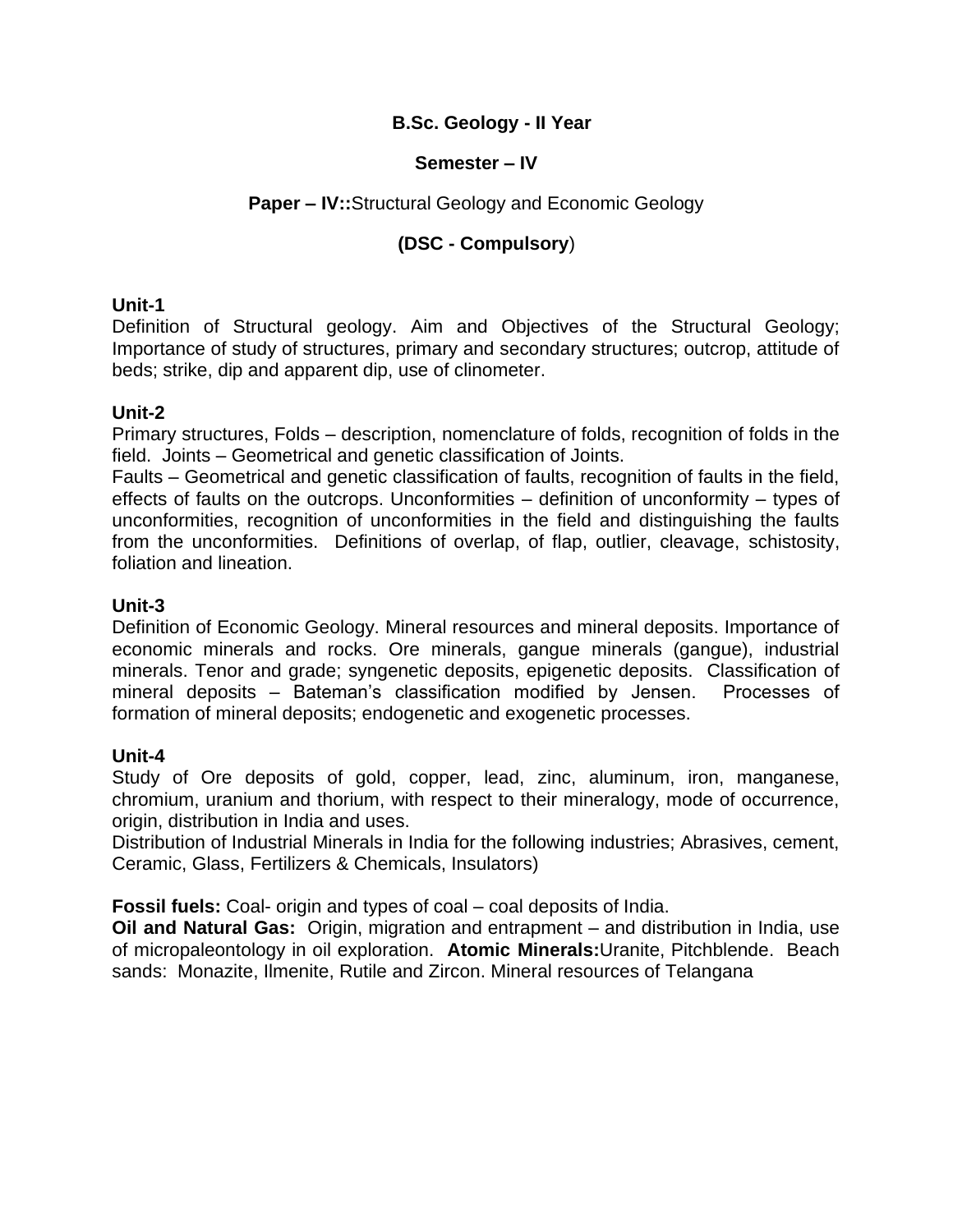**B.Sc. Geology - II Year**

**Semester – IV**

**Paper – IV::**Structural Geology and Economic Geology

**(DSC - Compulsory**)

**Unit-1**

Definition of Structural geology. Aim and Objectives of the Structural Geology; Importance of study of structures, primary and secondary structures; outcrop, attitude of beds; strike, dip and apparent dip, use of clinometer.

**Unit-2**

Primary structures, Folds – description, nomenclature of folds, recognition of folds in the field. Joints – Geometrical and genetic classification of Joints.

Faults – Geometrical and genetic classification of faults, recognition of faults in the field, effects of faults on the outcrops. Unconformities – definition of unconformity – types of unconformities, recognition of unconformities in the field and distinguishing the faults from the unconformities. Definitions of overlap, of flap, outlier, cleavage, schistosity, foliation and lineation.

**Unit-3**

Definition of Economic Geology. Mineral resources and mineral deposits. Importance of economic minerals and rocks. Ore minerals, gangue minerals (gangue), industrial minerals. Tenor and grade; syngenetic deposits, epigenetic deposits. Classification of mineral deposits – Bateman's classification modified by Jensen. Processes of formation of mineral deposits; endogenetic and exogenetic processes.

**Unit-4**

Study of Ore deposits of gold, copper, lead, zinc, aluminum, iron, manganese, chromium, uranium and thorium, with respect to their mineralogy, mode of occurrence, origin, distribution in India and uses.

Distribution of Industrial Minerals in India for the following industries; Abrasives, cement, Ceramic, Glass, Fertilizers & Chemicals, Insulators)

**Fossil fuels:** Coal- origin and types of coal – coal deposits of India.

**Oil and Natural Gas:** Origin, migration and entrapment – and distribution in India, use of micropaleontology in oil exploration. **Atomic Minerals:**Uranite, Pitchblende. Beach sands: Monazite, Ilmenite, Rutile and Zircon. Mineral resources of Telangana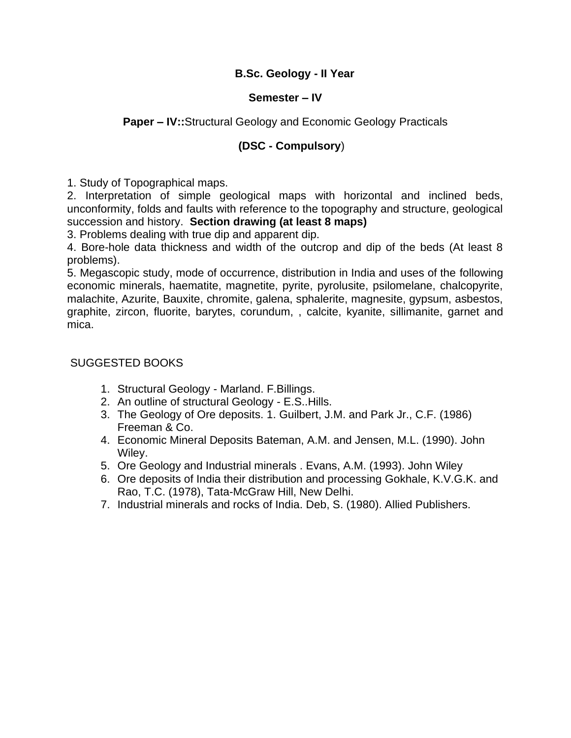**B.Sc. Geology - II Year**

**Semester – IV**

**Paper – IV::**Structural Geology and Economic Geology Practicals

**(DSC - Compulsory**)

1. Study of Topographical maps.
2. Interpretation of simple geological maps with horizontal and inclined beds, unconformity, folds and faults with reference to the topography and structure, geological succession and history. **Section drawing (at least 8 maps)**
3. Problems dealing with true dip and apparent dip.
4. Bore-hole data thickness and width of the outcrop and dip of the beds (At least 8 problems).
5. Megascopic study, mode of occurrence, distribution in India and uses of the following economic minerals, haematite, magnetite, pyrite, pyrolusite, psilomelane, chalcopyrite, malachite, Azurite, Bauxite, chromite, galena, sphalerite, magnesite, gypsum, asbestos, graphite, zircon, fluorite, barytes, corundum, , calcite, kyanite, sillimanite, garnet and mica.

SUGGESTED BOOKS

1. Structural Geology - Marland. F.Billings.
2. An outline of structural Geology - E.S..Hills.
3. The Geology of Ore deposits. 1. Guilbert, J.M. and Park Jr., C.F. (1986) Freeman & Co.
4. Economic Mineral Deposits Bateman, A.M. and Jensen, M.L. (1990). John Wiley.
5. Ore Geology and Industrial minerals . Evans, A.M. (1993). John Wiley
6. Ore deposits of India their distribution and processing Gokhale, K.V.G.K. and Rao, T.C. (1978), Tata-McGraw Hill, New Delhi.
7. Industrial minerals and rocks of India. Deb, S. (1980). Allied Publishers.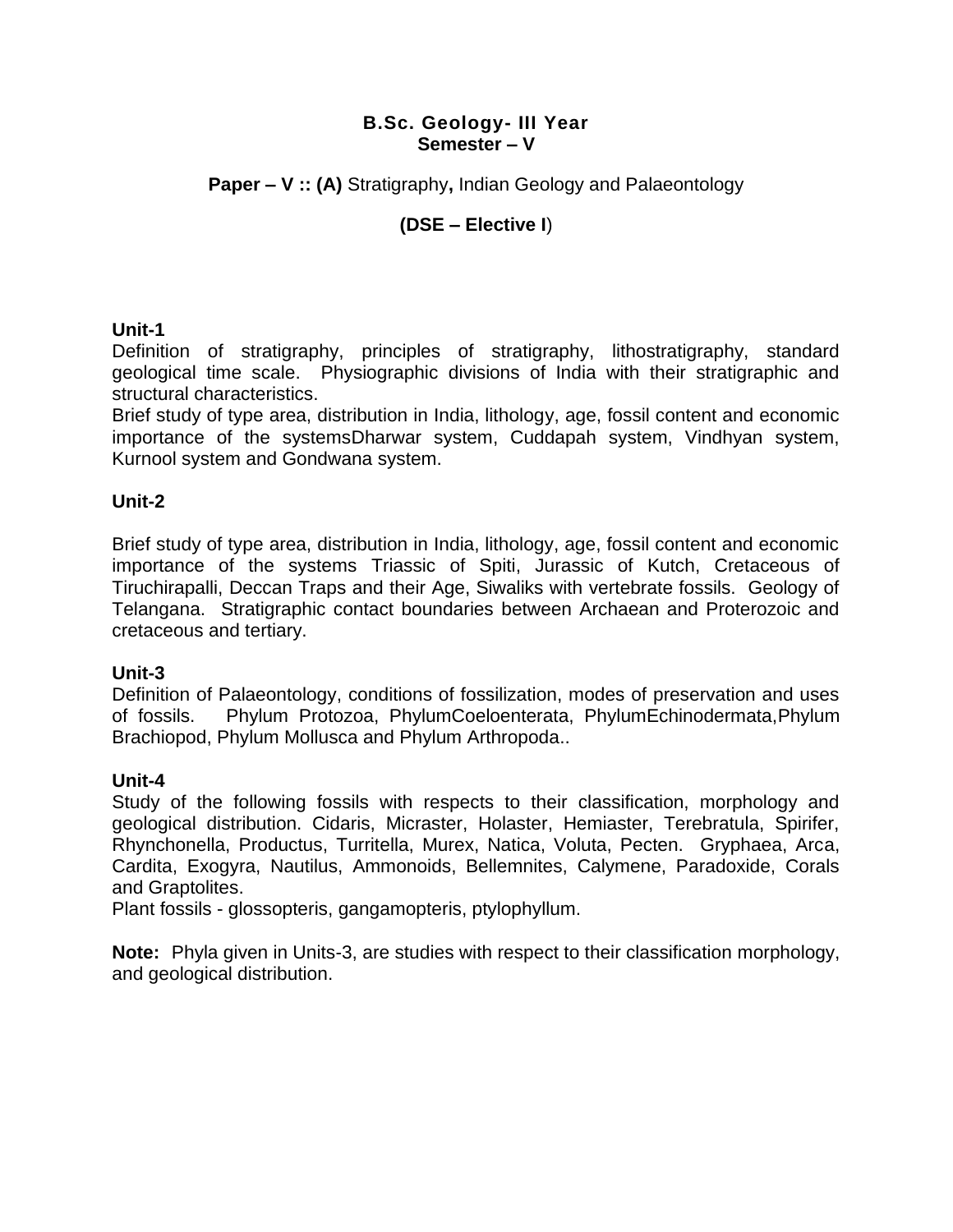**B.Sc. Geology- III Year**
**Semester – V**

**Paper – V :: (A)** Stratigraphy**,** Indian Geology and Palaeontology

**(DSE – Elective I**)

**Unit-1**

Definition of stratigraphy, principles of stratigraphy, lithostratigraphy, standard geological time scale. Physiographic divisions of India with their stratigraphic and structural characteristics.

Brief study of type area, distribution in India, lithology, age, fossil content and economic importance of the systemsDharwar system, Cuddapah system, Vindhyan system, Kurnool system and Gondwana system.

**Unit-2**

Brief study of type area, distribution in India, lithology, age, fossil content and economic importance of the systems Triassic of Spiti, Jurassic of Kutch, Cretaceous of Tiruchirapalli, Deccan Traps and their Age, Siwaliks with vertebrate fossils. Geology of Telangana. Stratigraphic contact boundaries between Archaean and Proterozoic and cretaceous and tertiary.

**Unit-3**

Definition of Palaeontology, conditions of fossilization, modes of preservation and uses of fossils. Phylum Protozoa, PhylumCoeloenterata, PhylumEchinodermata,Phylum Brachiopod, Phylum Mollusca and Phylum Arthropoda..

**Unit-4**

Study of the following fossils with respects to their classification, morphology and geological distribution. Cidaris, Micraster, Holaster, Hemiaster, Terebratula, Spirifer, Rhynchonella, Productus, Turritella, Murex, Natica, Voluta, Pecten. Gryphaea, Arca, Cardita, Exogyra, Nautilus, Ammonoids, Bellemnites, Calymene, Paradoxide, Corals and Graptolites.

Plant fossils - glossopteris, gangamopteris, ptylophyllum.

**Note:** Phyla given in Units-3, are studies with respect to their classification morphology, and geological distribution.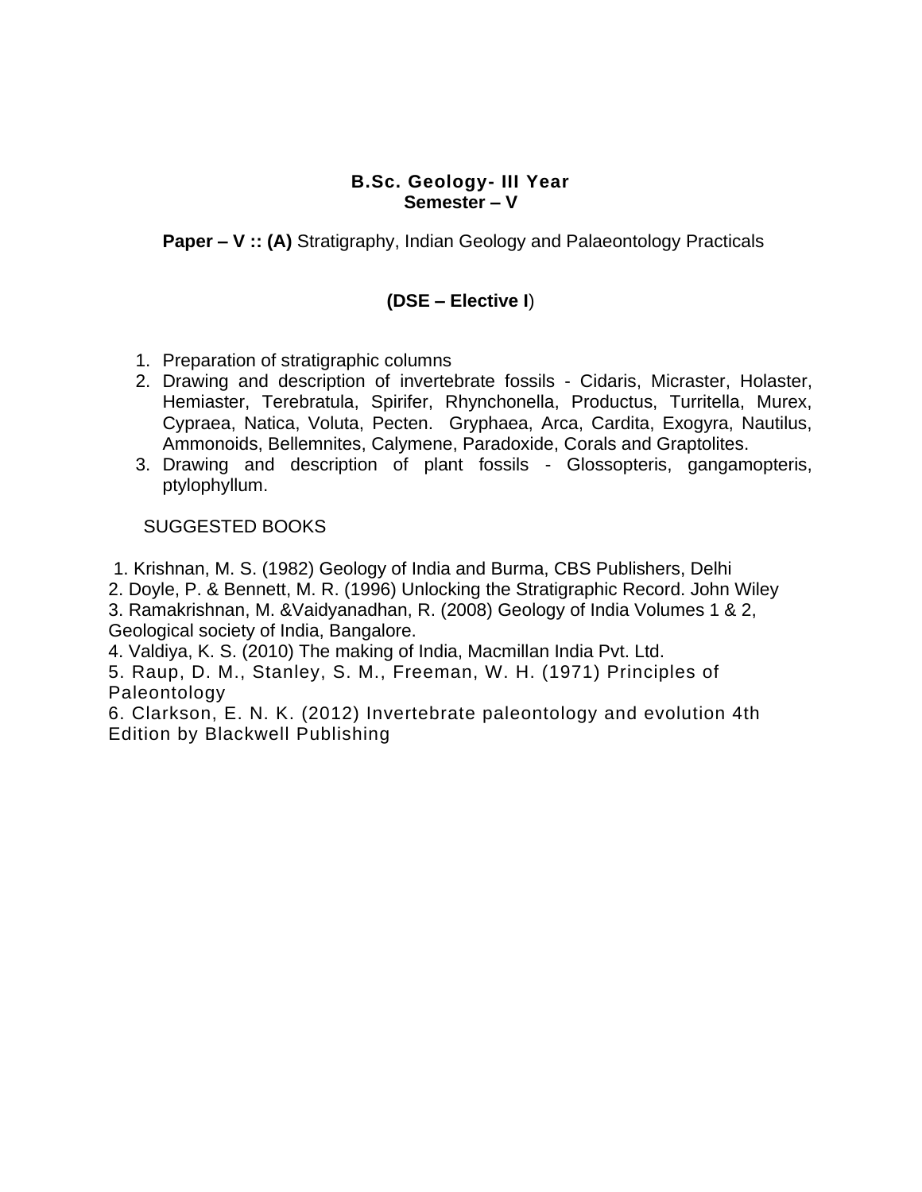**B.Sc. Geology- III Year**
**Semester – V**

**Paper – V :: (A)** Stratigraphy, Indian Geology and Palaeontology Practicals

**(DSE – Elective I**)

1. Preparation of stratigraphic columns
2. Drawing and description of invertebrate fossils - Cidaris, Micraster, Holaster, Hemiaster, Terebratula, Spirifer, Rhynchonella, Productus, Turritella, Murex, Cypraea, Natica, Voluta, Pecten. Gryphaea, Arca, Cardita, Exogyra, Nautilus, Ammonoids, Bellemnites, Calymene, Paradoxide, Corals and Graptolites.
3. Drawing and description of plant fossils - Glossopteris, gangamopteris, ptylophyllum.

SUGGESTED BOOKS

1. Krishnan, M. S. (1982) Geology of India and Burma, CBS Publishers, Delhi
2. Doyle, P. & Bennett, M. R. (1996) Unlocking the Stratigraphic Record. John Wiley
3. Ramakrishnan, M. &Vaidyanadhan, R. (2008) Geology of India Volumes 1 & 2, Geological society of India, Bangalore.
4. Valdiya, K. S. (2010) The making of India, Macmillan India Pvt. Ltd.
5. Raup, D. M., Stanley, S. M., Freeman, W. H. (1971) Principles of Paleontology
6. Clarkson, E. N. K. (2012) Invertebrate paleontology and evolution 4th Edition by Blackwell Publishing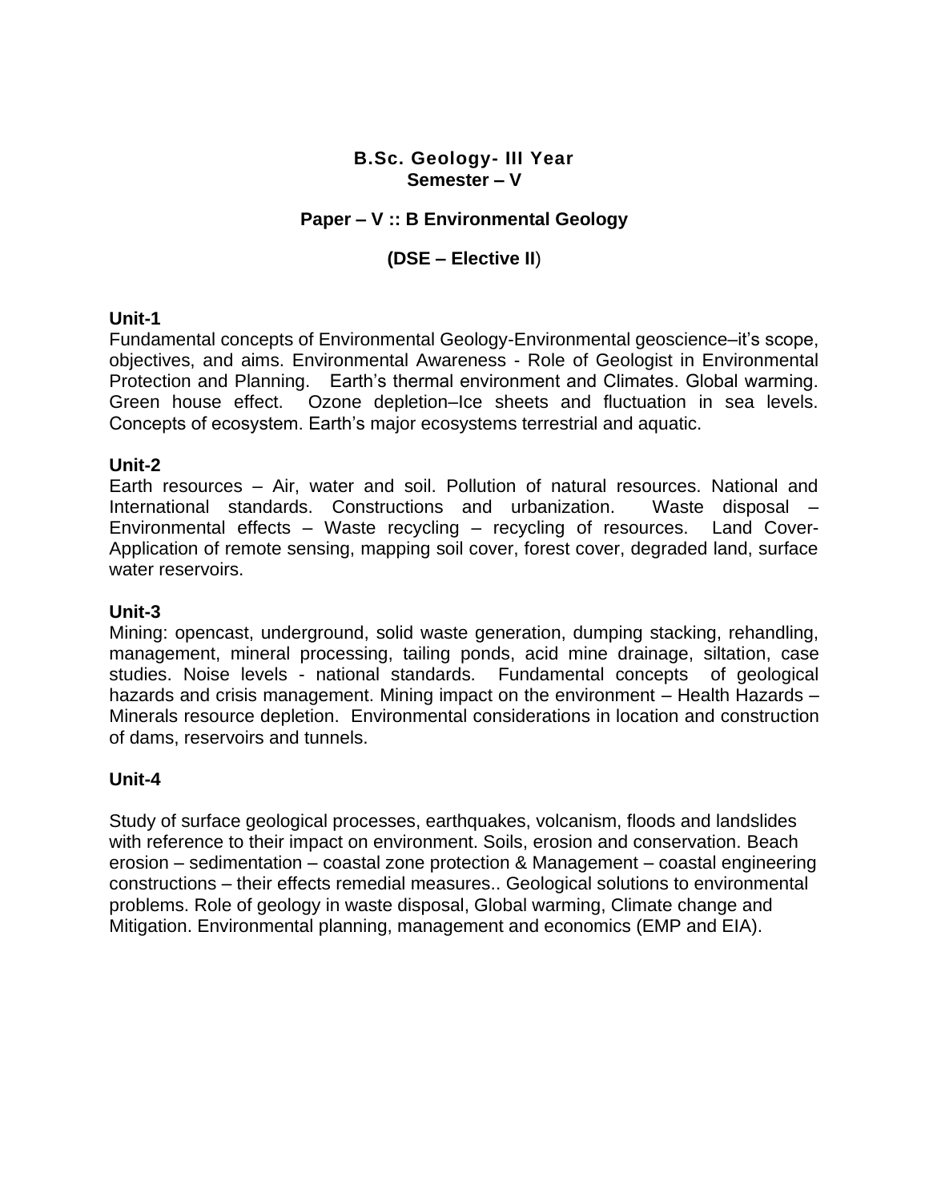**B.Sc. Geology- III Year**
**Semester – V**

**Paper – V :: B Environmental Geology**

**(DSE – Elective II)**

**Unit-1**

Fundamental concepts of Environmental Geology-Environmental geoscience–it's scope, objectives, and aims. Environmental Awareness - Role of Geologist in Environmental Protection and Planning. Earth's thermal environment and Climates. Global warming. Green house effect. Ozone depletion–Ice sheets and fluctuation in sea levels. Concepts of ecosystem. Earth's major ecosystems terrestrial and aquatic.

**Unit-2**

Earth resources – Air, water and soil. Pollution of natural resources. National and International standards. Constructions and urbanization. Waste disposal – Environmental effects – Waste recycling – recycling of resources. Land Cover-Application of remote sensing, mapping soil cover, forest cover, degraded land, surface water reservoirs.

**Unit-3**

Mining: opencast, underground, solid waste generation, dumping stacking, rehandling, management, mineral processing, tailing ponds, acid mine drainage, siltation, case studies. Noise levels - national standards. Fundamental concepts of geological hazards and crisis management. Mining impact on the environment – Health Hazards – Minerals resource depletion. Environmental considerations in location and construction of dams, reservoirs and tunnels.

**Unit-4**

Study of surface geological processes, earthquakes, volcanism, floods and landslides with reference to their impact on environment. Soils, erosion and conservation. Beach erosion – sedimentation – coastal zone protection & Management – coastal engineering constructions – their effects remedial measures.. Geological solutions to environmental problems. Role of geology in waste disposal, Global warming, Climate change and Mitigation. Environmental planning, management and economics (EMP and EIA).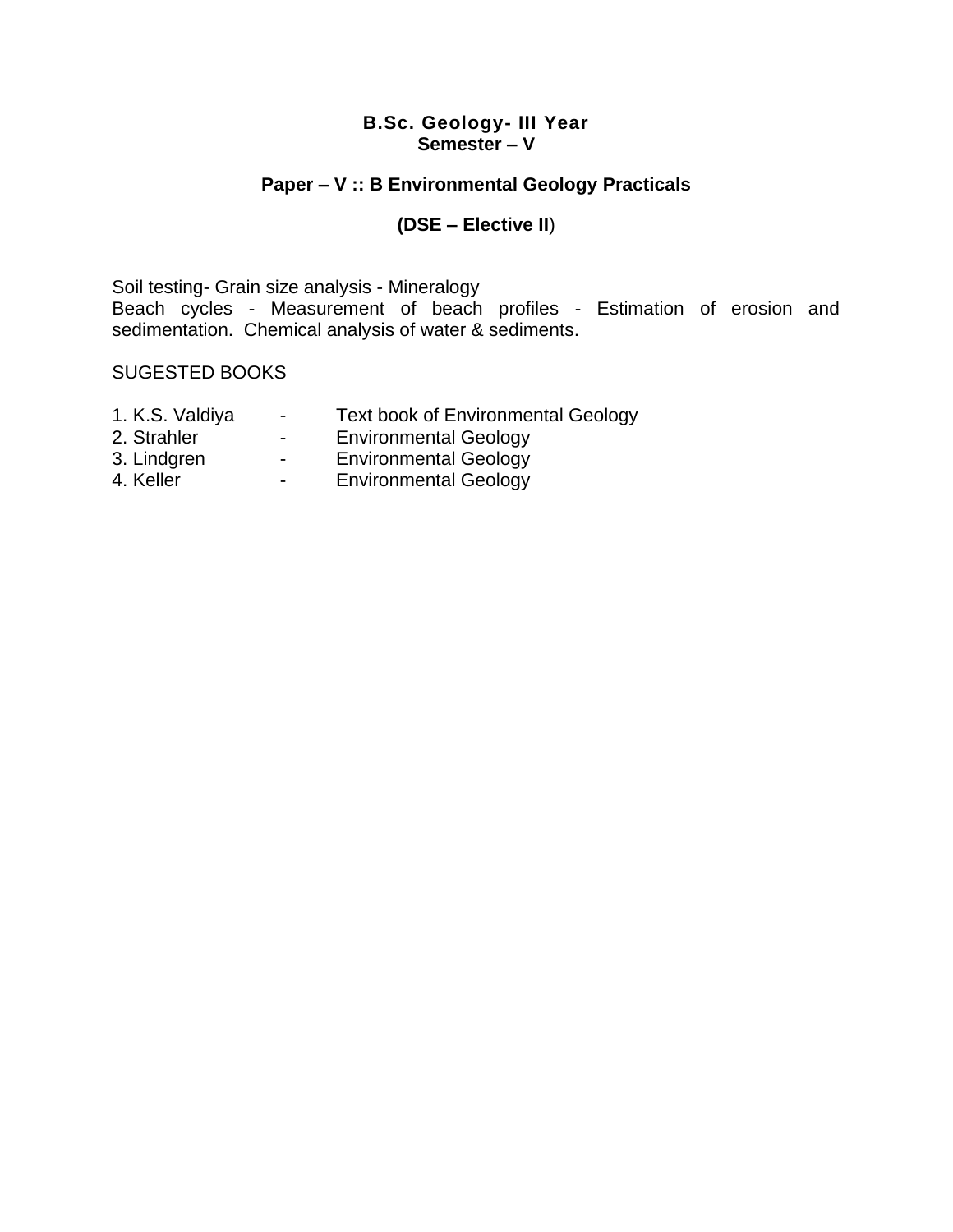**B.Sc. Geology- III Year**
**Semester – V**

**Paper – V :: B Environmental Geology Practicals**

**(DSE – Elective II)**

Soil testing- Grain size analysis - Mineralogy
Beach cycles - Measurement of beach profiles - Estimation of erosion and sedimentation. Chemical analysis of water & sediments.

SUGESTED BOOKS

1. K.S. Valdiya - Text book of Environmental Geology
2. Strahler - Environmental Geology
3. Lindgren - Environmental Geology
4. Keller - Environmental Geology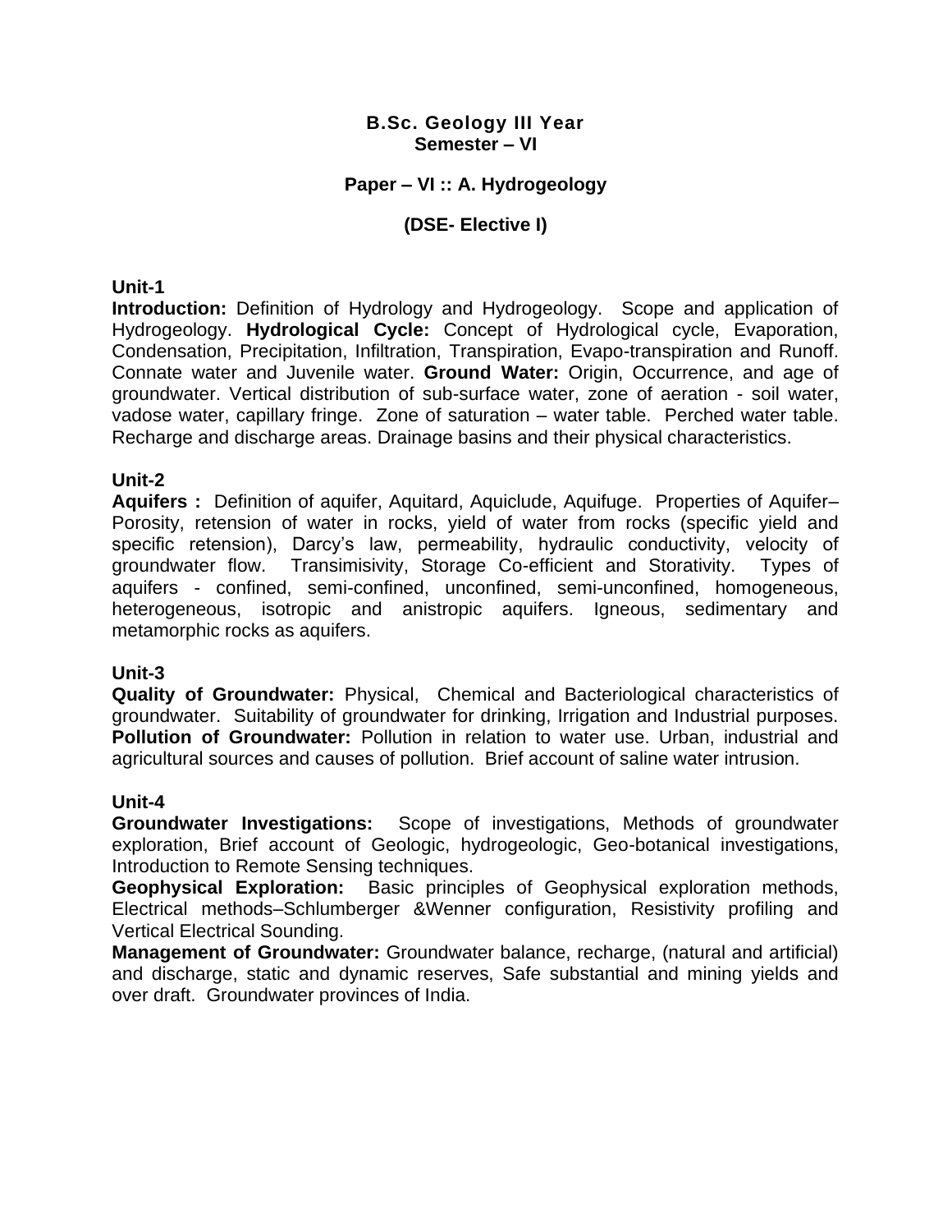## B.Sc. Geology III Year
## Semester – VI

### Paper – VI :: A. Hydrogeology

### (DSE- Elective I)

**Unit-1**

**Introduction:** Definition of Hydrology and Hydrogeology. Scope and application of Hydrogeology. **Hydrological Cycle:** Concept of Hydrological cycle, Evaporation, Condensation, Precipitation, Infiltration, Transpiration, Evapo-transpiration and Runoff. Connate water and Juvenile water. **Ground Water:** Origin, Occurrence, and age of groundwater. Vertical distribution of sub-surface water, zone of aeration - soil water, vadose water, capillary fringe. Zone of saturation – water table. Perched water table. Recharge and discharge areas. Drainage basins and their physical characteristics.

**Unit-2**

**Aquifers :** Definition of aquifer, Aquitard, Aquiclude, Aquifuge. Properties of Aquifer– Porosity, retension of water in rocks, yield of water from rocks (specific yield and specific retension), Darcy's law, permeability, hydraulic conductivity, velocity of groundwater flow. Transimisivity, Storage Co-efficient and Storativity. Types of aquifers - confined, semi-confined, unconfined, semi-unconfined, homogeneous, heterogeneous, isotropic and anistropic aquifers. Igneous, sedimentary and metamorphic rocks as aquifers.

**Unit-3**

**Quality of Groundwater:** Physical, Chemical and Bacteriological characteristics of groundwater. Suitability of groundwater for drinking, Irrigation and Industrial purposes. **Pollution of Groundwater:** Pollution in relation to water use. Urban, industrial and agricultural sources and causes of pollution. Brief account of saline water intrusion.

**Unit-4**

**Groundwater Investigations:** Scope of investigations, Methods of groundwater exploration, Brief account of Geologic, hydrogeologic, Geo-botanical investigations, Introduction to Remote Sensing techniques.

**Geophysical Exploration:** Basic principles of Geophysical exploration methods, Electrical methods–Schlumberger &Wenner configuration, Resistivity profiling and Vertical Electrical Sounding.

**Management of Groundwater:** Groundwater balance, recharge, (natural and artificial) and discharge, static and dynamic reserves, Safe substantial and mining yields and over draft. Groundwater provinces of India.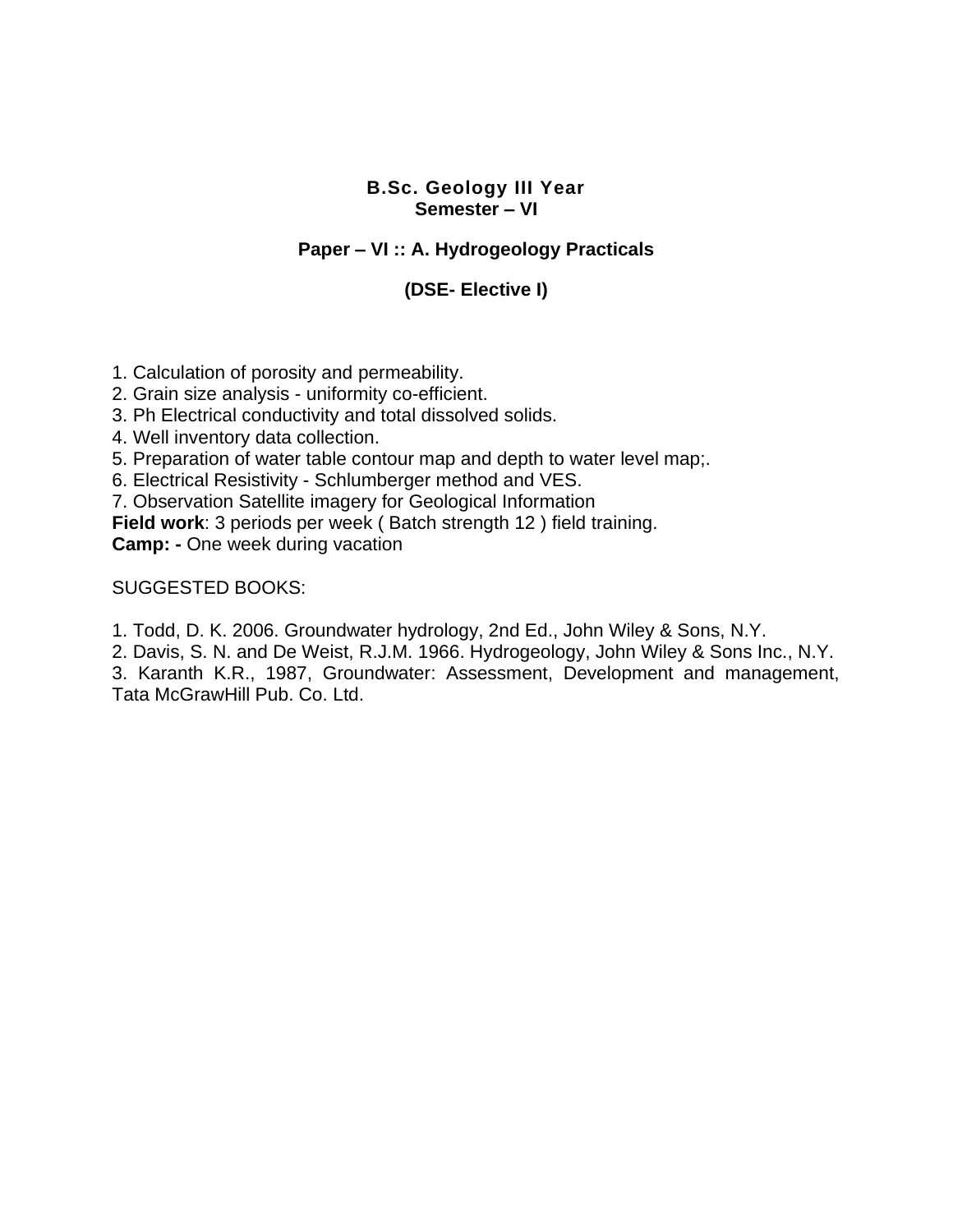**B.Sc. Geology III Year**
**Semester – VI**

**Paper – VI :: A. Hydrogeology Practicals**

**(DSE- Elective I)**

1. Calculation of porosity and permeability.
2. Grain size analysis - uniformity co-efficient.
3. Ph Electrical conductivity and total dissolved solids.
4. Well inventory data collection.
5. Preparation of water table contour map and depth to water level map;.
6. Electrical Resistivity - Schlumberger method and VES.
7. Observation Satellite imagery for Geological Information

**Field work**: 3 periods per week ( Batch strength 12 ) field training.
**Camp: -** One week during vacation

SUGGESTED BOOKS:

1. Todd, D. K. 2006. Groundwater hydrology, 2nd Ed., John Wiley & Sons, N.Y.
2. Davis, S. N. and De Weist, R.J.M. 1966. Hydrogeology, John Wiley & Sons Inc., N.Y.
3. Karanth K.R., 1987, Groundwater: Assessment, Development and management, Tata McGrawHill Pub. Co. Ltd.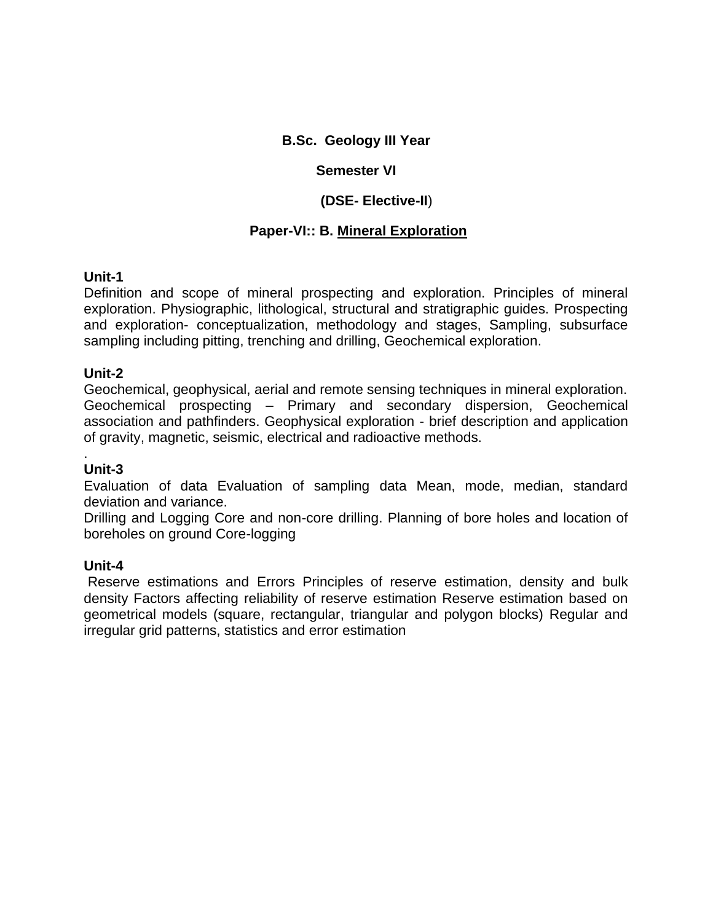**B.Sc. Geology III Year**

**Semester VI**

**(DSE- Elective-II)**

**Paper-VI:: B. Mineral Exploration**

**Unit-1**

Definition and scope of mineral prospecting and exploration. Principles of mineral exploration. Physiographic, lithological, structural and stratigraphic guides. Prospecting and exploration- conceptualization, methodology and stages, Sampling, subsurface sampling including pitting, trenching and drilling, Geochemical exploration.

**Unit-2**

Geochemical, geophysical, aerial and remote sensing techniques in mineral exploration. Geochemical prospecting – Primary and secondary dispersion, Geochemical association and pathfinders. Geophysical exploration - brief description and application of gravity, magnetic, seismic, electrical and radioactive methods.

.

**Unit-3**

Evaluation of data Evaluation of sampling data Mean, mode, median, standard deviation and variance.

Drilling and Logging Core and non-core drilling. Planning of bore holes and location of boreholes on ground Core-logging

**Unit-4**

Reserve estimations and Errors Principles of reserve estimation, density and bulk density Factors affecting reliability of reserve estimation Reserve estimation based on geometrical models (square, rectangular, triangular and polygon blocks) Regular and irregular grid patterns, statistics and error estimation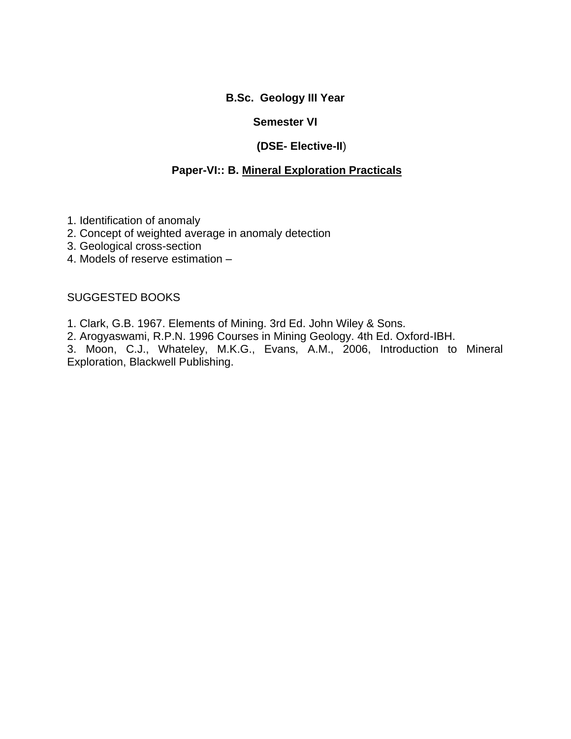**B.Sc. Geology III Year**

**Semester VI**

**(DSE- Elective-II)**

**Paper-VI:: B. <u>Mineral Exploration Practicals</u>**

1. Identification of anomaly
2. Concept of weighted average in anomaly detection
3. Geological cross-section
4. Models of reserve estimation –

SUGGESTED BOOKS

1. Clark, G.B. 1967. Elements of Mining. 3rd Ed. John Wiley & Sons.
2. Arogyaswami, R.P.N. 1996 Courses in Mining Geology. 4th Ed. Oxford-IBH.
3. Moon, C.J., Whateley, M.K.G., Evans, A.M., 2006, Introduction to Mineral Exploration, Blackwell Publishing.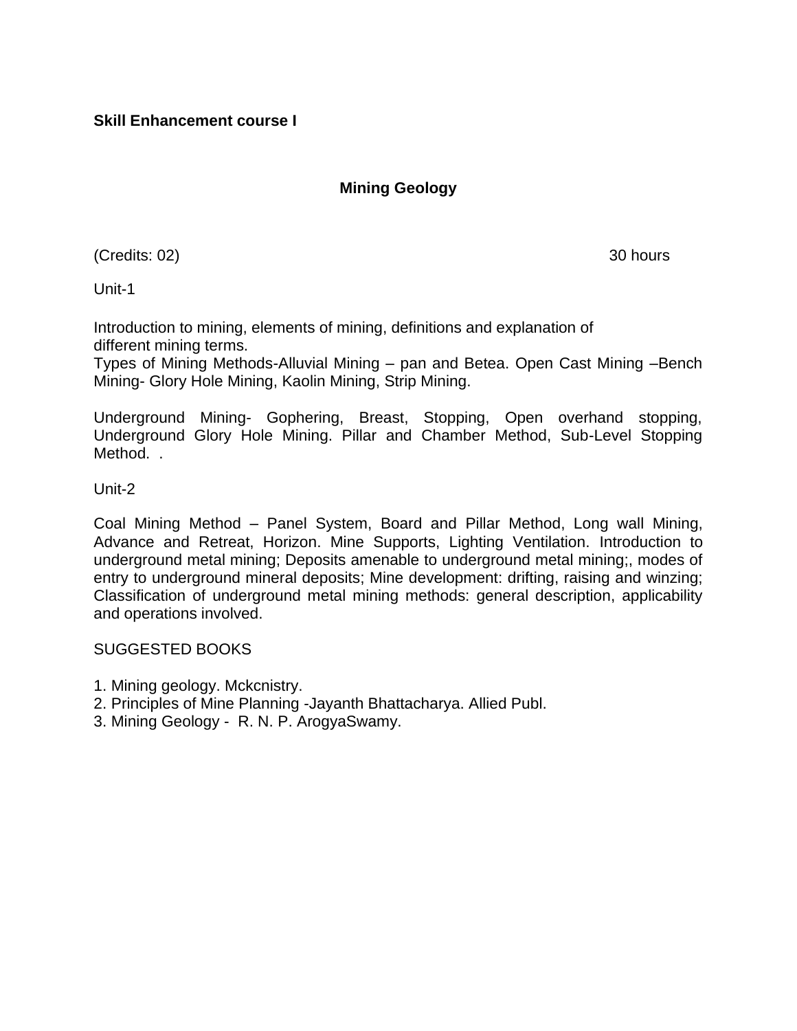**Skill Enhancement course I**

## Mining Geology

(Credits: 02) 30 hours

Unit-1

Introduction to mining, elements of mining, definitions and explanation of different mining terms.
Types of Mining Methods-Alluvial Mining – pan and Betea. Open Cast Mining –Bench Mining- Glory Hole Mining, Kaolin Mining, Strip Mining.

Underground Mining- Gophering, Breast, Stopping, Open overhand stopping, Underground Glory Hole Mining. Pillar and Chamber Method, Sub-Level Stopping Method. .

Unit-2

Coal Mining Method – Panel System, Board and Pillar Method, Long wall Mining, Advance and Retreat, Horizon. Mine Supports, Lighting Ventilation. Introduction to underground metal mining; Deposits amenable to underground metal mining;, modes of entry to underground mineral deposits; Mine development: drifting, raising and winzing; Classification of underground metal mining methods: general description, applicability and operations involved.

SUGGESTED BOOKS

1. Mining geology. Mckcnistry.
2. Principles of Mine Planning -Jayanth Bhattacharya. Allied Publ.
3. Mining Geology - R. N. P. ArogyaSwamy.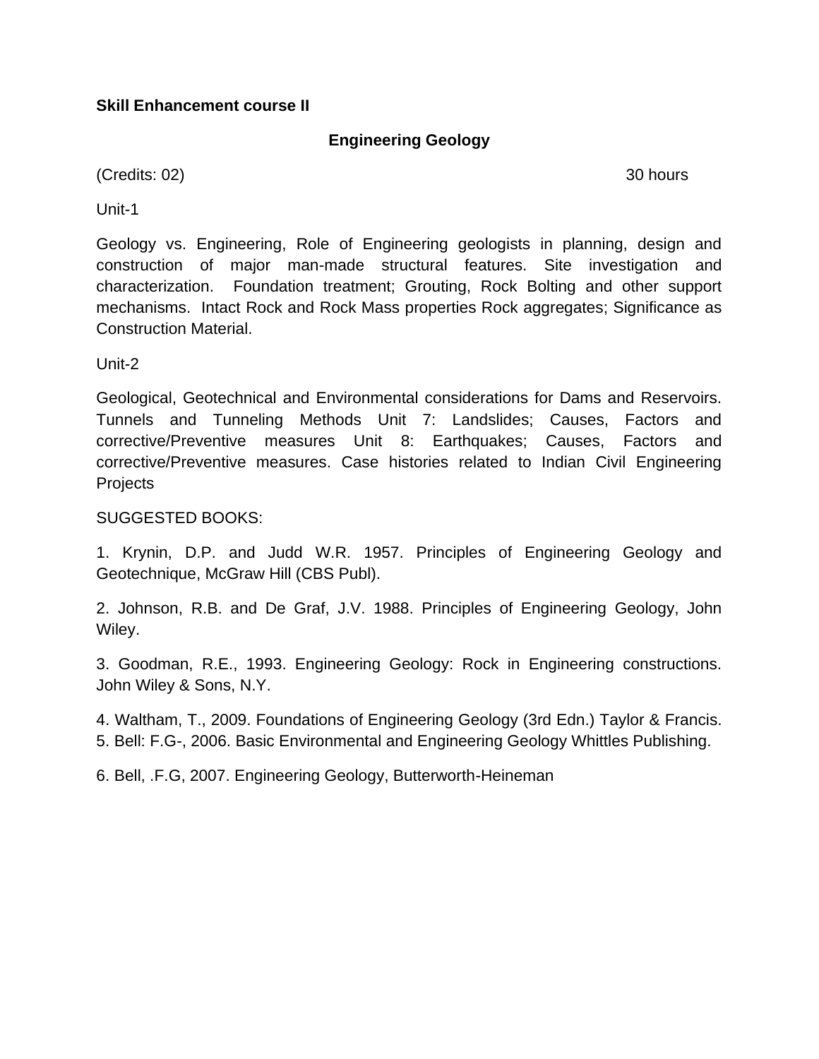**Skill Enhancement course II**

**Engineering Geology**

(Credits: 02) 30 hours

Unit-1

Geology vs. Engineering, Role of Engineering geologists in planning, design and construction of major man-made structural features. Site investigation and characterization. Foundation treatment; Grouting, Rock Bolting and other support mechanisms. Intact Rock and Rock Mass properties Rock aggregates; Significance as Construction Material.

Unit-2

Geological, Geotechnical and Environmental considerations for Dams and Reservoirs. Tunnels and Tunneling Methods Unit 7: Landslides; Causes, Factors and corrective/Preventive measures Unit 8: Earthquakes; Causes, Factors and corrective/Preventive measures. Case histories related to Indian Civil Engineering Projects

SUGGESTED BOOKS:

1. Krynin, D.P. and Judd W.R. 1957. Principles of Engineering Geology and Geotechnique, McGraw Hill (CBS Publ).

2. Johnson, R.B. and De Graf, J.V. 1988. Principles of Engineering Geology, John Wiley.

3. Goodman, R.E., 1993. Engineering Geology: Rock in Engineering constructions. John Wiley & Sons, N.Y.

4. Waltham, T., 2009. Foundations of Engineering Geology (3rd Edn.) Taylor & Francis.
5. Bell: F.G-, 2006. Basic Environmental and Engineering Geology Whittles Publishing.

6. Bell, .F.G, 2007. Engineering Geology, Butterworth-Heineman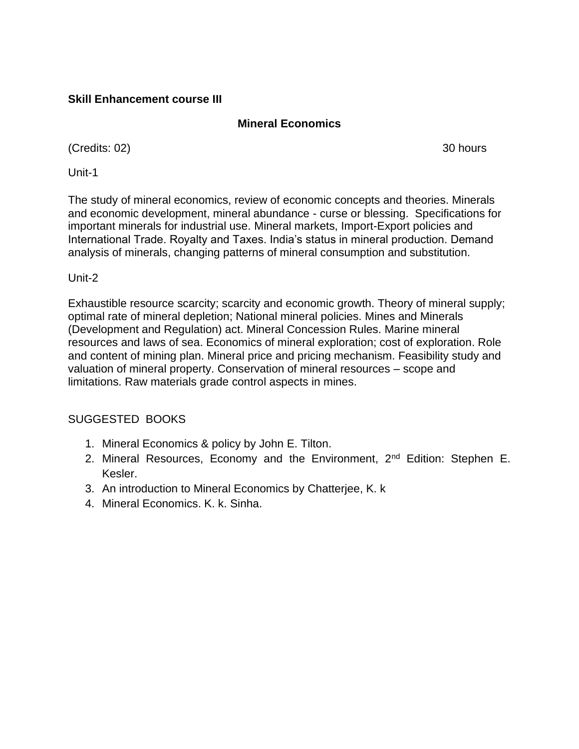**Skill Enhancement course III**

## Mineral Economics

(Credits: 02) 30 hours

Unit-1

The study of mineral economics, review of economic concepts and theories. Minerals and economic development, mineral abundance - curse or blessing. Specifications for important minerals for industrial use. Mineral markets, Import-Export policies and International Trade. Royalty and Taxes. India's status in mineral production. Demand analysis of minerals, changing patterns of mineral consumption and substitution.

Unit-2

Exhaustible resource scarcity; scarcity and economic growth. Theory of mineral supply; optimal rate of mineral depletion; National mineral policies. Mines and Minerals (Development and Regulation) act. Mineral Concession Rules. Marine mineral resources and laws of sea. Economics of mineral exploration; cost of exploration. Role and content of mining plan. Mineral price and pricing mechanism. Feasibility study and valuation of mineral property. Conservation of mineral resources – scope and limitations. Raw materials grade control aspects in mines.

SUGGESTED BOOKS

1. Mineral Economics & policy by John E. Tilton.
2. Mineral Resources, Economy and the Environment, 2nd Edition: Stephen E. Kesler.
3. An introduction to Mineral Economics by Chatterjee, K. k
4. Mineral Economics. K. k. Sinha.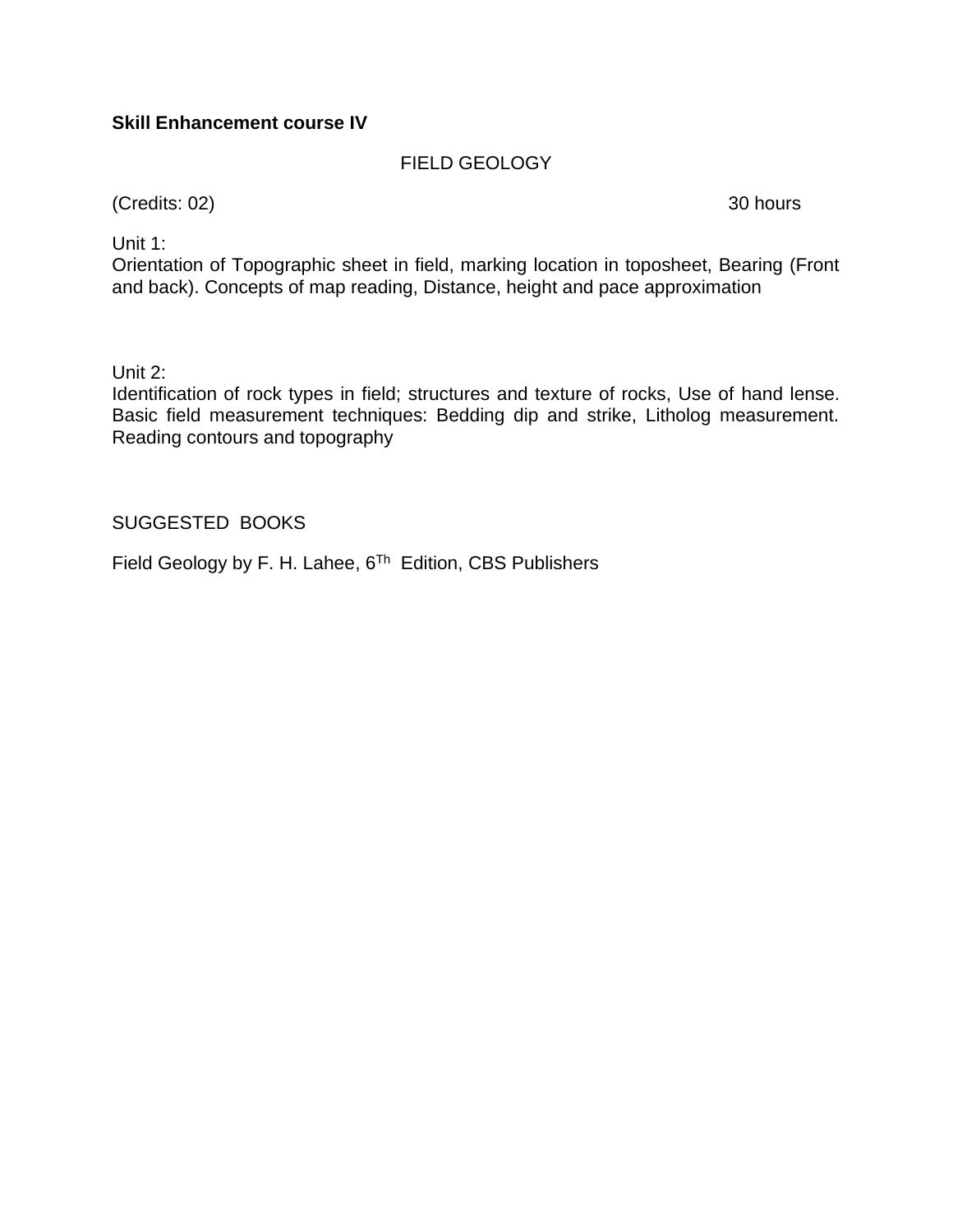**Skill Enhancement course IV**

FIELD GEOLOGY

(Credits: 02) 30 hours

Unit 1:
Orientation of Topographic sheet in field, marking location in toposheet, Bearing (Front and back). Concepts of map reading, Distance, height and pace approximation

Unit 2:
Identification of rock types in field; structures and texture of rocks, Use of hand lense. Basic field measurement techniques: Bedding dip and strike, Litholog measurement. Reading contours and topography

SUGGESTED BOOKS

Field Geology by F. H. Lahee, 6Th Edition, CBS Publishers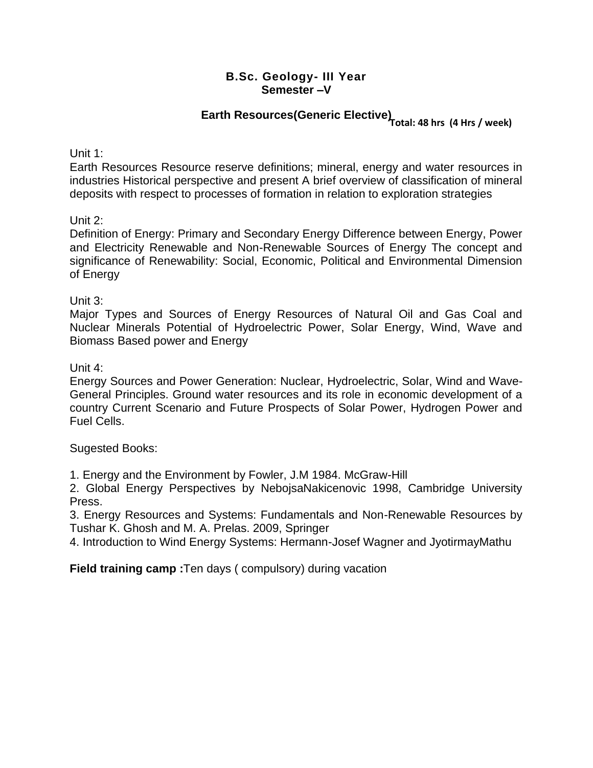**B.Sc. Geology- III Year**
**Semester –V**

**Earth Resources(Generic Elective)** **Total: 48 hrs (4 Hrs / week)**

Unit 1:
Earth Resources Resource reserve definitions; mineral, energy and water resources in industries Historical perspective and present A brief overview of classification of mineral deposits with respect to processes of formation in relation to exploration strategies

Unit 2:
Definition of Energy: Primary and Secondary Energy Difference between Energy, Power and Electricity Renewable and Non-Renewable Sources of Energy The concept and significance of Renewability: Social, Economic, Political and Environmental Dimension of Energy

Unit 3:
Major Types and Sources of Energy Resources of Natural Oil and Gas Coal and Nuclear Minerals Potential of Hydroelectric Power, Solar Energy, Wind, Wave and Biomass Based power and Energy

Unit 4:
Energy Sources and Power Generation: Nuclear, Hydroelectric, Solar, Wind and Wave- General Principles. Ground water resources and its role in economic development of a country Current Scenario and Future Prospects of Solar Power, Hydrogen Power and Fuel Cells.

Sugested Books:

1. Energy and the Environment by Fowler, J.M 1984. McGraw-Hill
2. Global Energy Perspectives by NebojsaNakicenovic 1998, Cambridge University Press.
3. Energy Resources and Systems: Fundamentals and Non-Renewable Resources by Tushar K. Ghosh and M. A. Prelas. 2009, Springer
4. Introduction to Wind Energy Systems: Hermann-Josef Wagner and JyotirmayMathu

**Field training camp :**Ten days ( compulsory) during vacation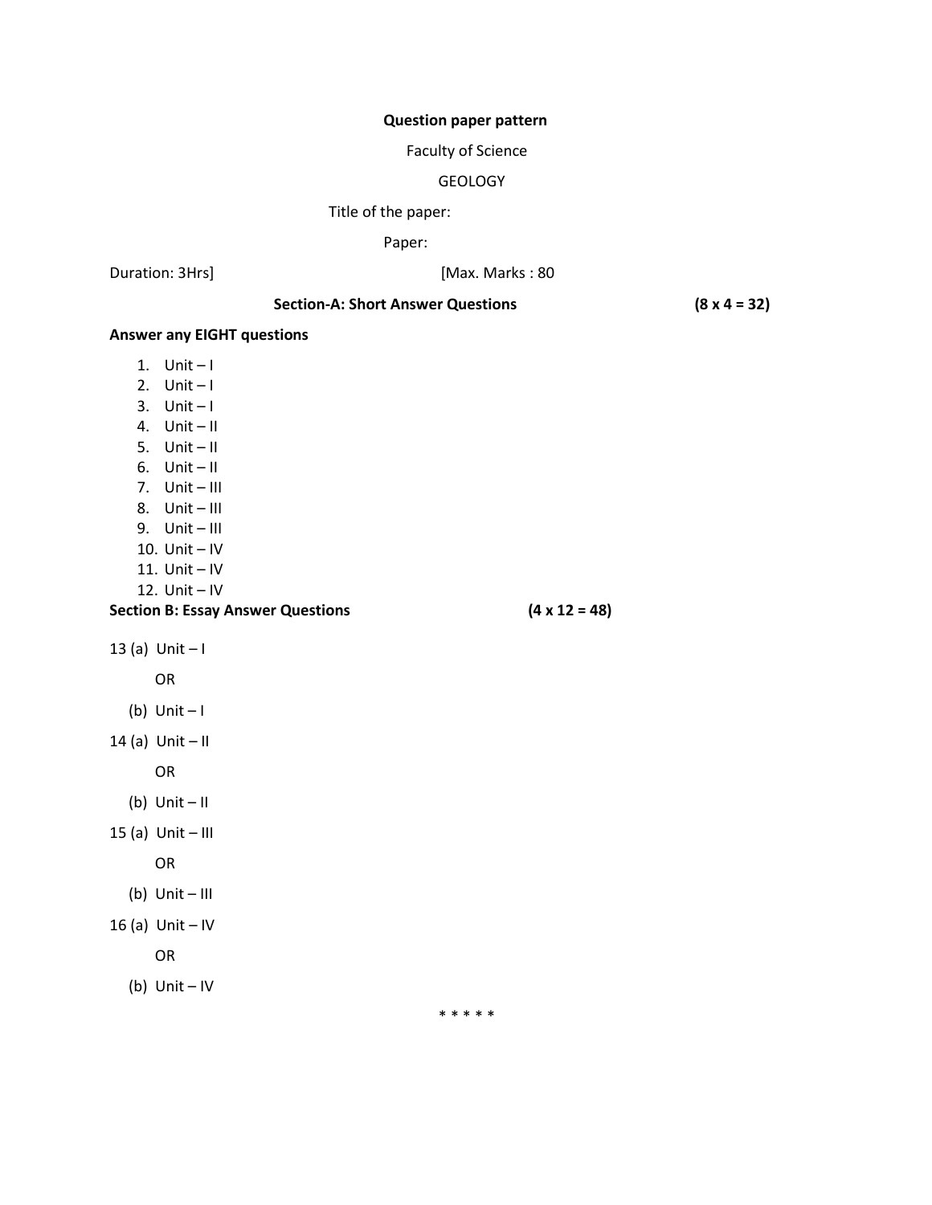**Question paper pattern**

Faculty of Science

GEOLOGY

Title of the paper:

Paper:

Duration: 3Hrs] [Max. Marks : 80

**Section-A: Short Answer Questions (8 x 4 = 32)**

**Answer any EIGHT questions**

1. Unit – I
2. Unit – I
3. Unit – I
4. Unit – II
5. Unit – II
6. Unit – II
7. Unit – III
8. Unit – III
9. Unit – III
10. Unit – IV
11. Unit – IV
12. Unit – IV

**Section B: Essay Answer Questions (4 x 12 = 48)**

13 (a) Unit – I

OR

(b) Unit – I

14 (a) Unit – II

OR

(b) Unit – II

15 (a) Unit – III

OR

(b) Unit – III

16 (a) Unit – IV

OR

(b) Unit – IV

* * * * *